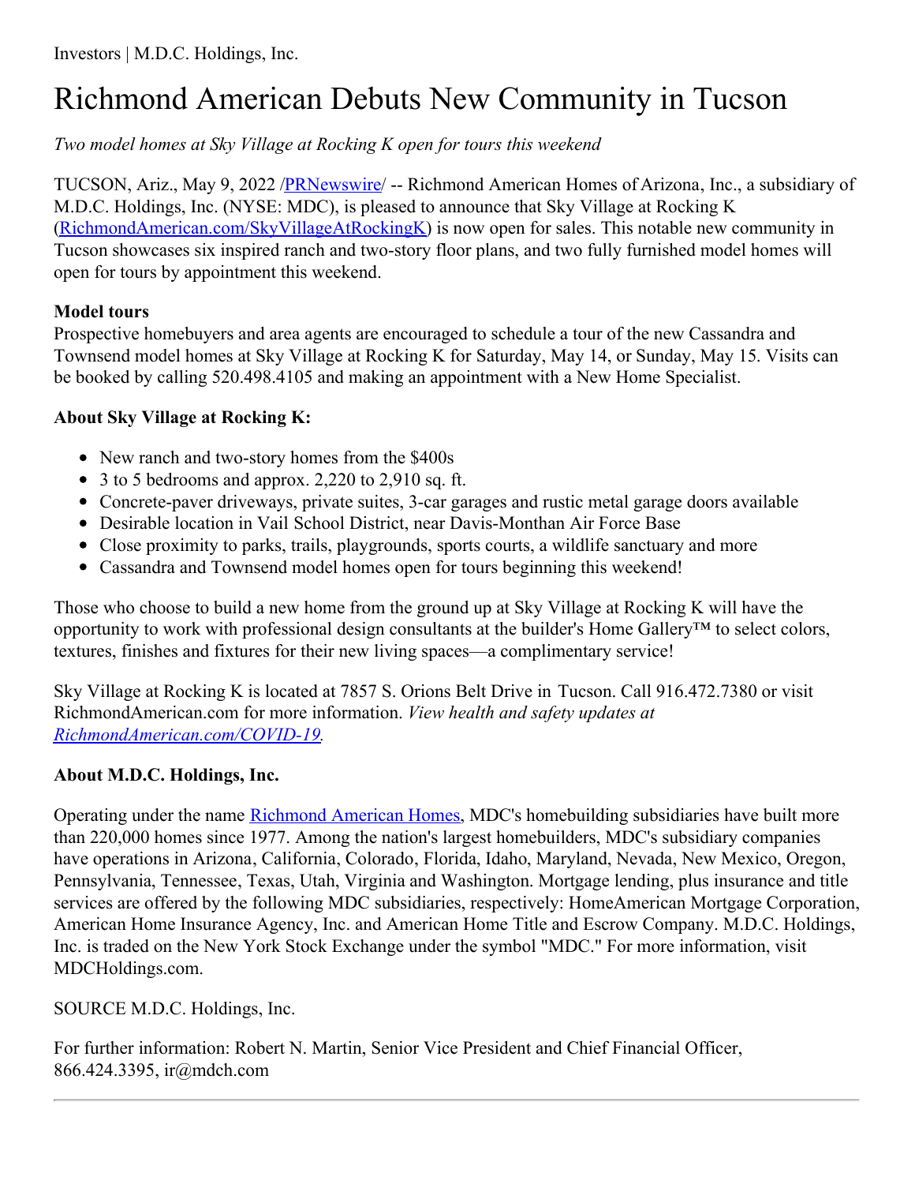Investors | M.D.C. Holdings, Inc.

# Richmond American Debuts New Community in Tucson

*Two model homes at Sky Village at Rocking K open for tours this weekend*

TUCSON, Ariz., May 9, 2022 /PRNewswire/ -- Richmond American Homes of Arizona, Inc., a subsidiary of M.D.C. Holdings, Inc. (NYSE: MDC), is pleased to announce that Sky Village at Rocking K (RichmondAmerican.com/SkyVillageAtRockingK) is now open for sales. This notable new community in Tucson showcases six inspired ranch and two-story floor plans, and two fully furnished model homes will open for tours by appointment this weekend.

**Model tours**
Prospective homebuyers and area agents are encouraged to schedule a tour of the new Cassandra and Townsend model homes at Sky Village at Rocking K for Saturday, May 14, or Sunday, May 15. Visits can be booked by calling 520.498.4105 and making an appointment with a New Home Specialist.

**About Sky Village at Rocking K:**

- New ranch and two-story homes from the $400s
- 3 to 5 bedrooms and approx. 2,220 to 2,910 sq. ft.
- Concrete-paver driveways, private suites, 3-car garages and rustic metal garage doors available
- Desirable location in Vail School District, near Davis-Monthan Air Force Base
- Close proximity to parks, trails, playgrounds, sports courts, a wildlife sanctuary and more
- Cassandra and Townsend model homes open for tours beginning this weekend!

Those who choose to build a new home from the ground up at Sky Village at Rocking K will have the opportunity to work with professional design consultants at the builder's Home Gallery™ to select colors, textures, finishes and fixtures for their new living spaces—a complimentary service!

Sky Village at Rocking K is located at 7857 S. Orions Belt Drive in Tucson. Call 916.472.7380 or visit RichmondAmerican.com for more information. *View health and safety updates at RichmondAmerican.com/COVID-19.*

**About M.D.C. Holdings, Inc.**

Operating under the name Richmond American Homes, MDC's homebuilding subsidiaries have built more than 220,000 homes since 1977. Among the nation's largest homebuilders, MDC's subsidiary companies have operations in Arizona, California, Colorado, Florida, Idaho, Maryland, Nevada, New Mexico, Oregon, Pennsylvania, Tennessee, Texas, Utah, Virginia and Washington. Mortgage lending, plus insurance and title services are offered by the following MDC subsidiaries, respectively: HomeAmerican Mortgage Corporation, American Home Insurance Agency, Inc. and American Home Title and Escrow Company. M.D.C. Holdings, Inc. is traded on the New York Stock Exchange under the symbol "MDC." For more information, visit MDCHoldings.com.

SOURCE M.D.C. Holdings, Inc.

For further information: Robert N. Martin, Senior Vice President and Chief Financial Officer, 866.424.3395, ir@mdch.com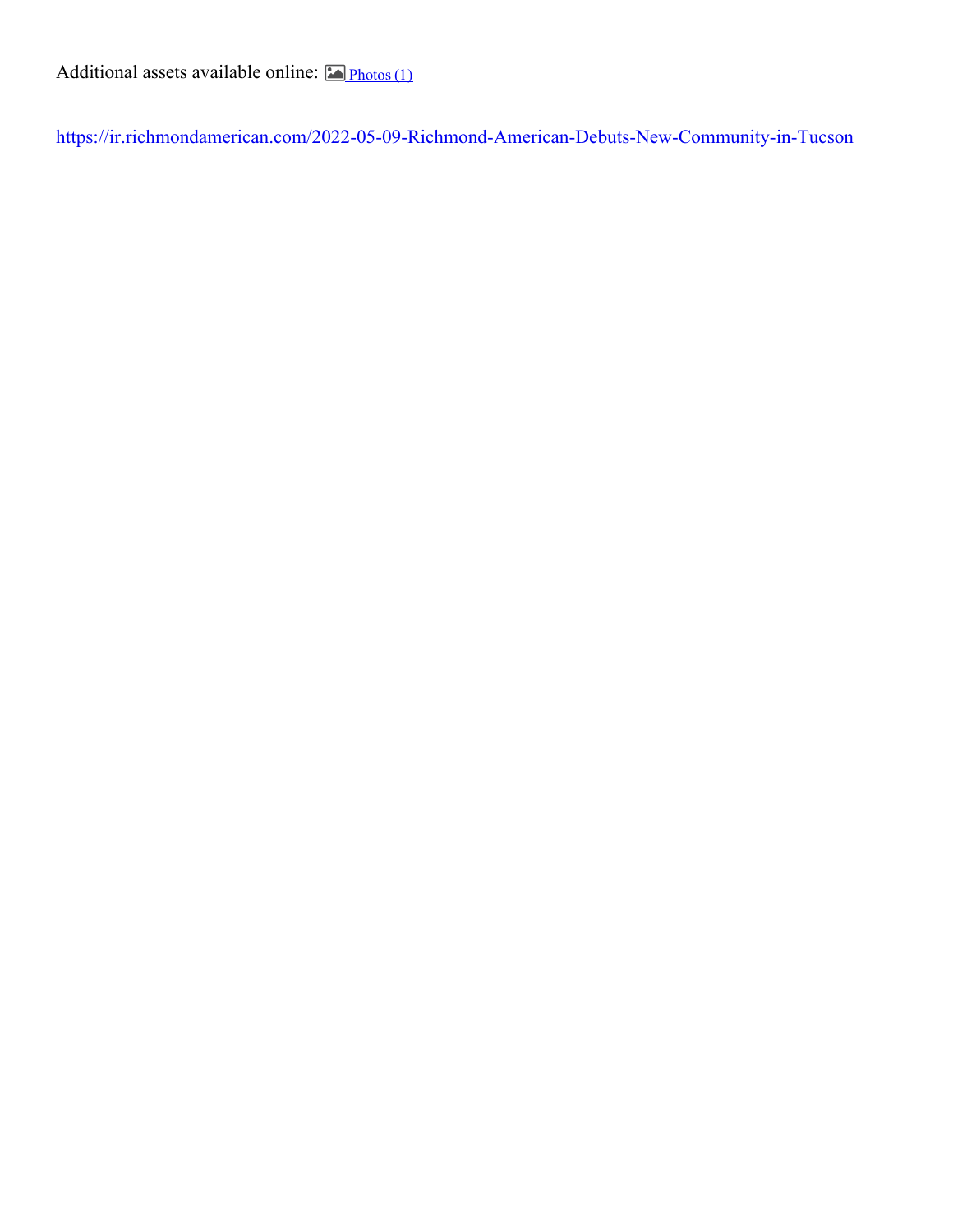Additional assets available online: Photos (1)

https://ir.richmondamerican.com/2022-05-09-Richmond-American-Debuts-New-Community-in-Tucson